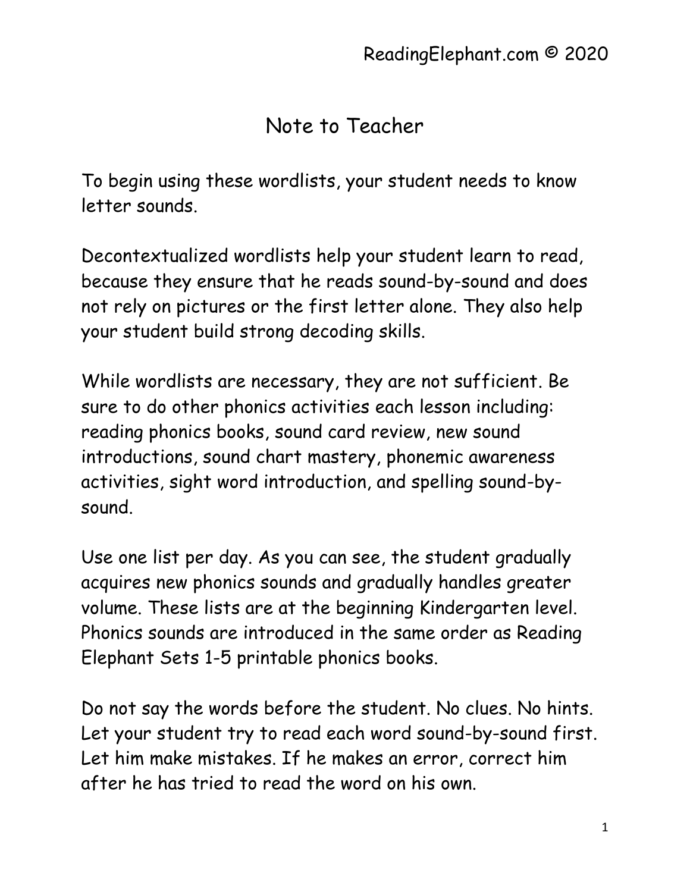# Note to Teacher

To begin using these wordlists, your student needs to know letter sounds.

Decontextualized wordlists help your student learn to read, because they ensure that he reads sound-by-sound and does not rely on pictures or the first letter alone. They also help your student build strong decoding skills.

While wordlists are necessary, they are not sufficient. Be sure to do other phonics activities each lesson including: reading phonics books, sound card review, new sound introductions, sound chart mastery, phonemic awareness activities, sight word introduction, and spelling sound-by-sound.

Use one list per day. As you can see, the student gradually acquires new phonics sounds and gradually handles greater volume. These lists are at the beginning Kindergarten level. Phonics sounds are introduced in the same order as Reading Elephant Sets 1-5 printable phonics books.

Do not say the words before the student. No clues. No hints. Let your student try to read each word sound-by-sound first. Let him make mistakes. If he makes an error, correct him after he has tried to read the word on his own.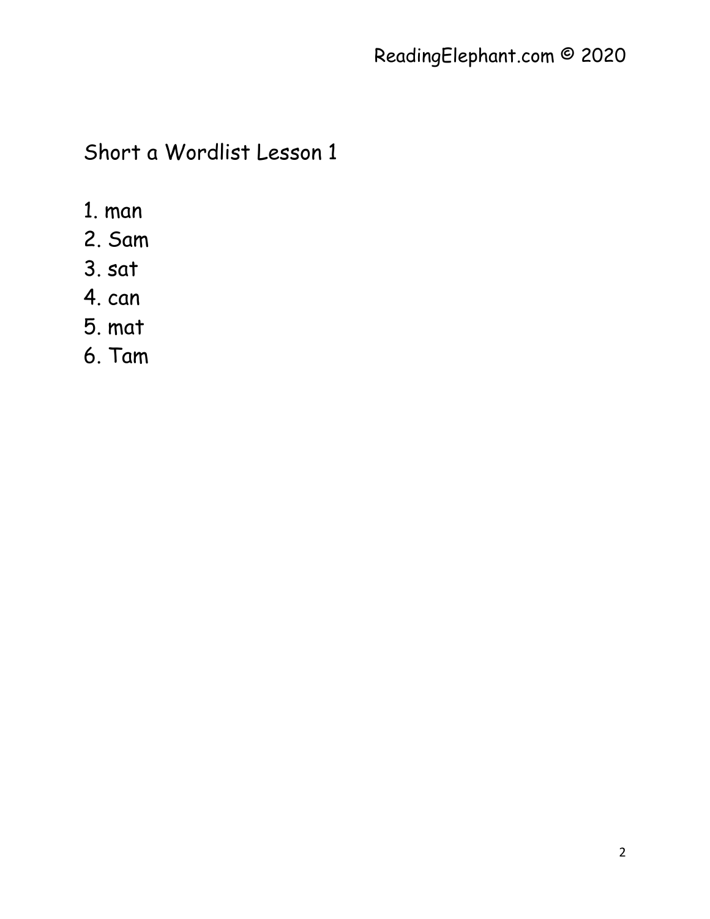## Short a Wordlist Lesson 1

1. man
2. Sam
3. sat
4. can
5. mat
6. Tam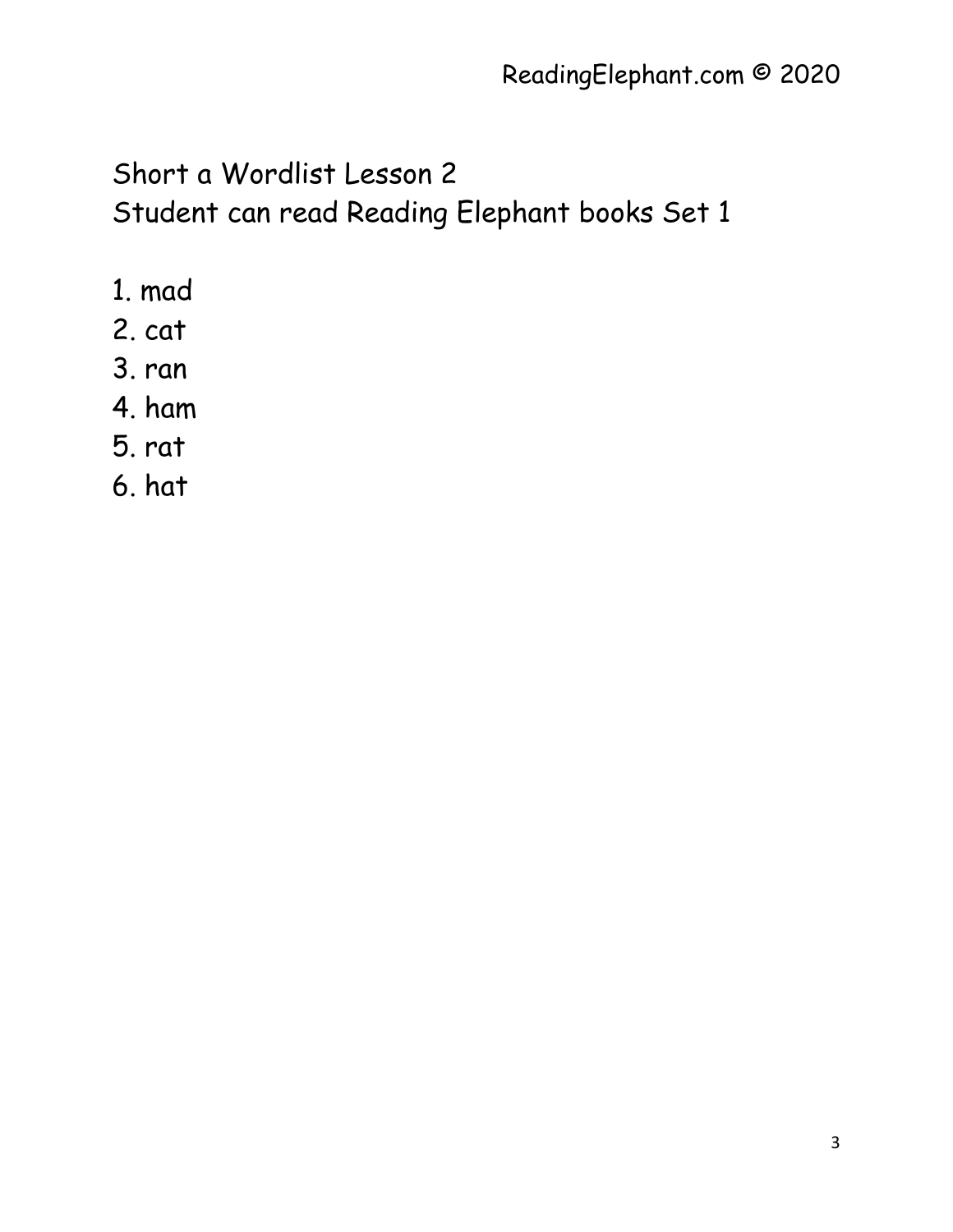Short a Wordlist Lesson 2
Student can read Reading Elephant books Set 1

1. mad
2. cat
3. ran
4. ham
5. rat
6. hat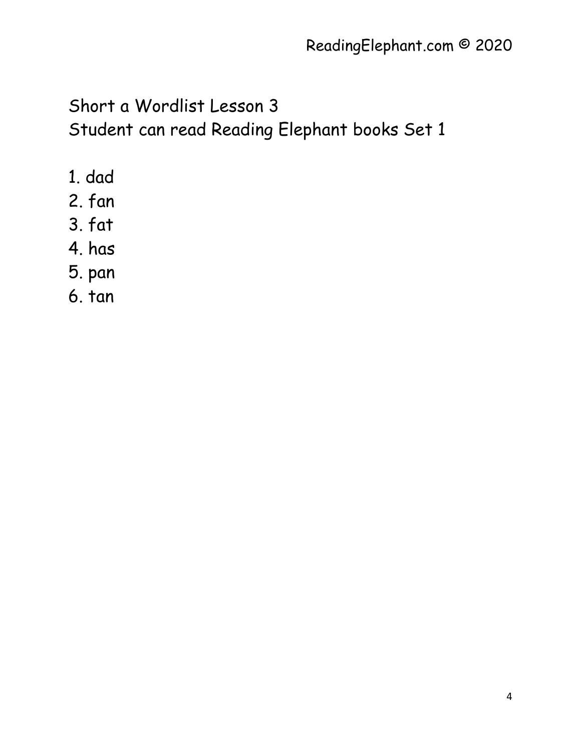Short a Wordlist Lesson 3
Student can read Reading Elephant books Set 1

1. dad
2. fan
3. fat
4. has
5. pan
6. tan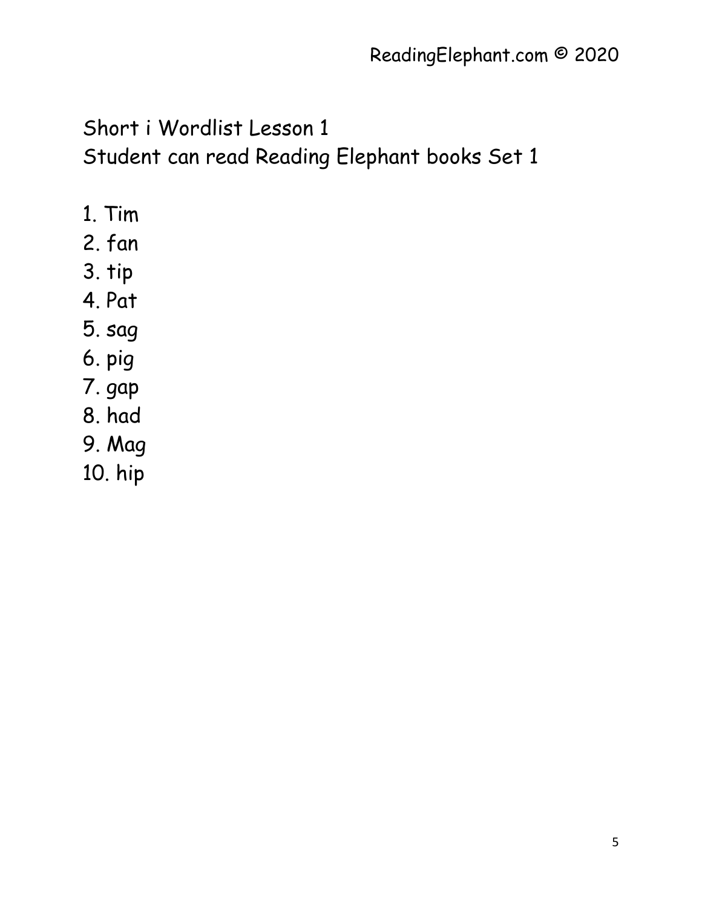Short i Wordlist Lesson 1
Student can read Reading Elephant books Set 1

1. Tim
2. fan
3. tip
4. Pat
5. sag
6. pig
7. gap
8. had
9. Mag
10. hip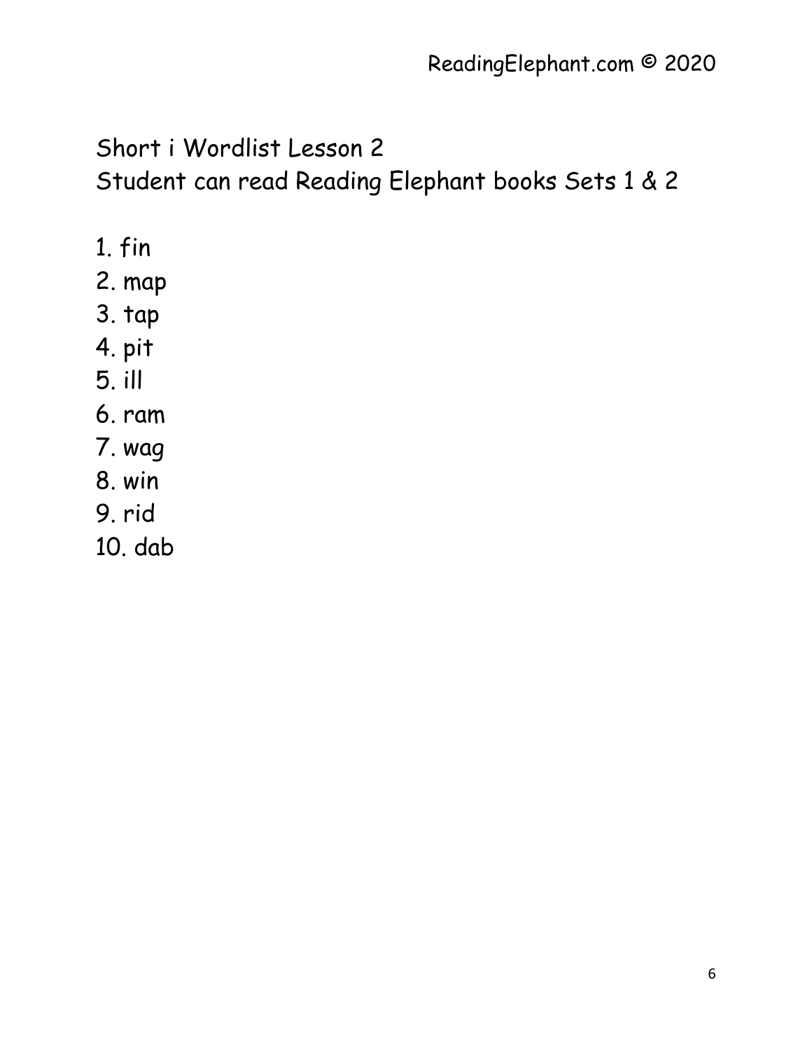Short i Wordlist Lesson 2
Student can read Reading Elephant books Sets 1 & 2

1. fin
2. map
3. tap
4. pit
5. ill
6. ram
7. wag
8. win
9. rid
10. dab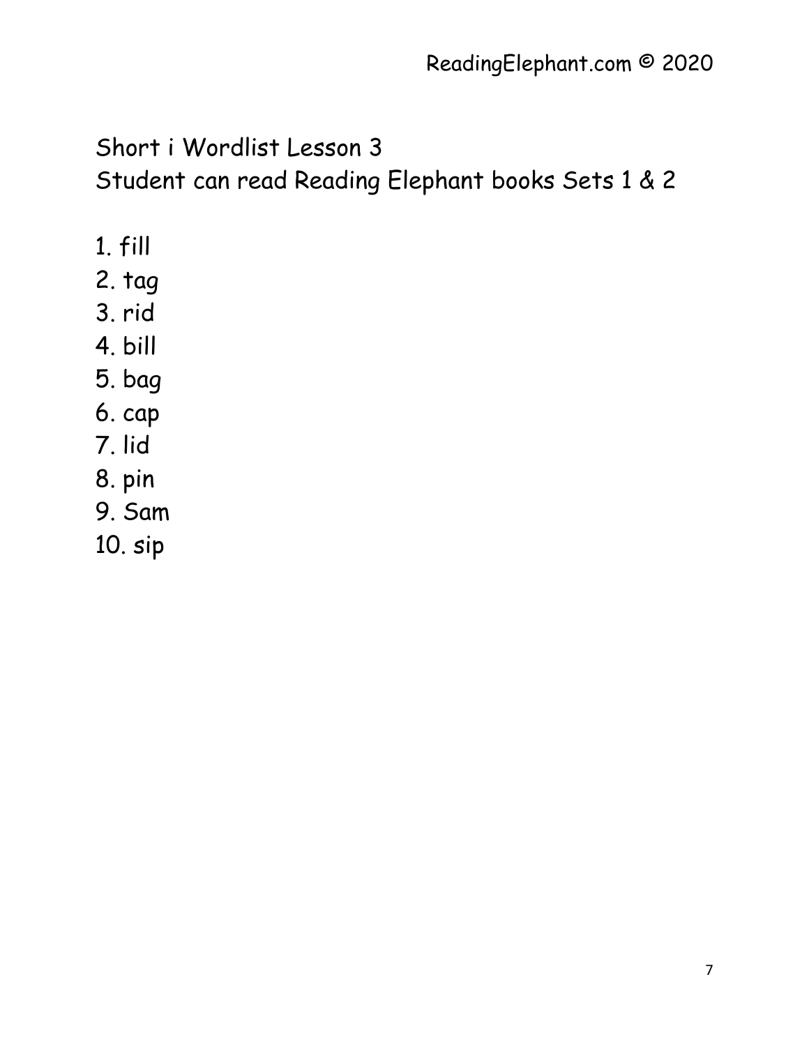## Short i Wordlist Lesson 3

Student can read Reading Elephant books Sets 1 & 2

1. fill
2. tag
3. rid
4. bill
5. bag
6. cap
7. lid
8. pin
9. Sam
10. sip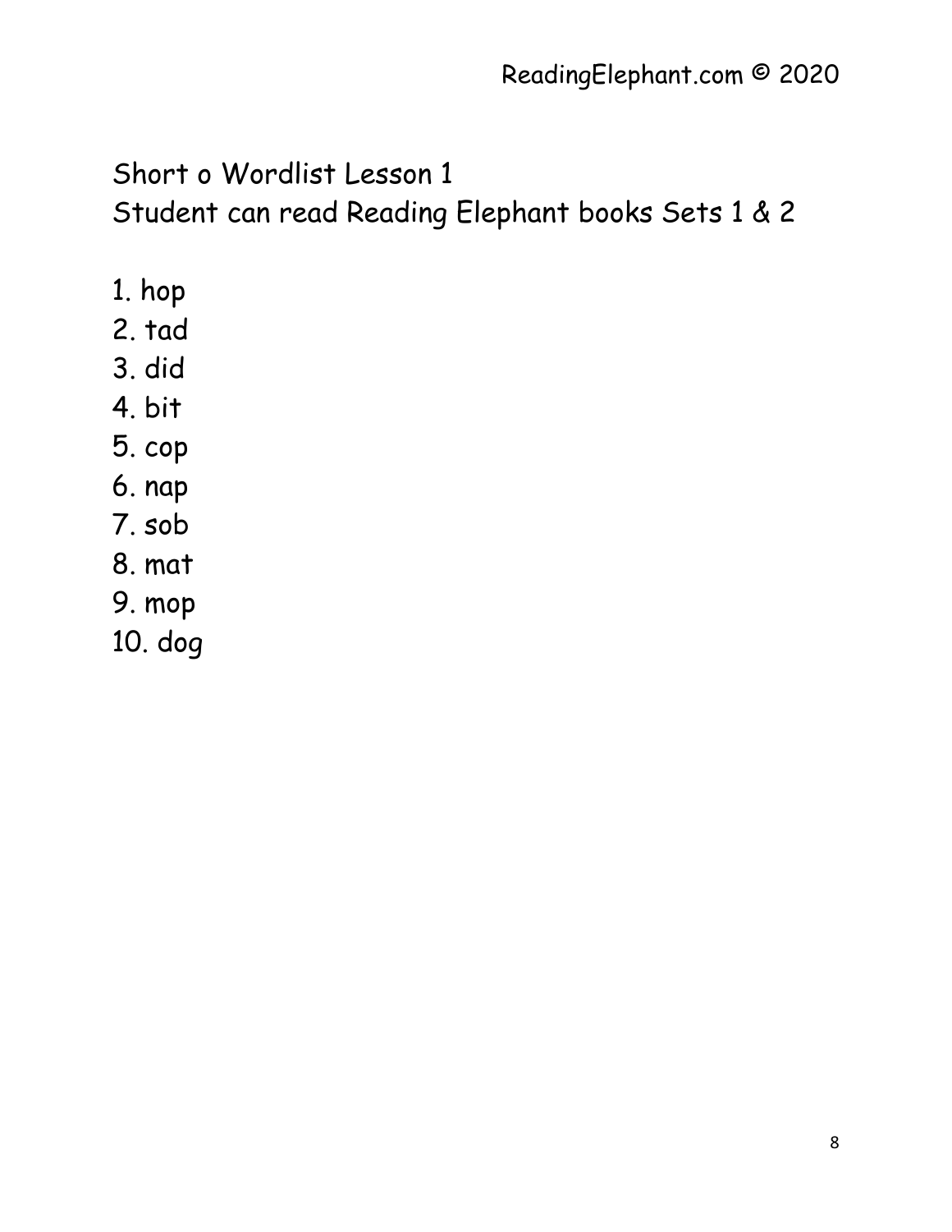Short o Wordlist Lesson 1
Student can read Reading Elephant books Sets 1 & 2

1. hop
2. tad
3. did
4. bit
5. cop
6. nap
7. sob
8. mat
9. mop
10. dog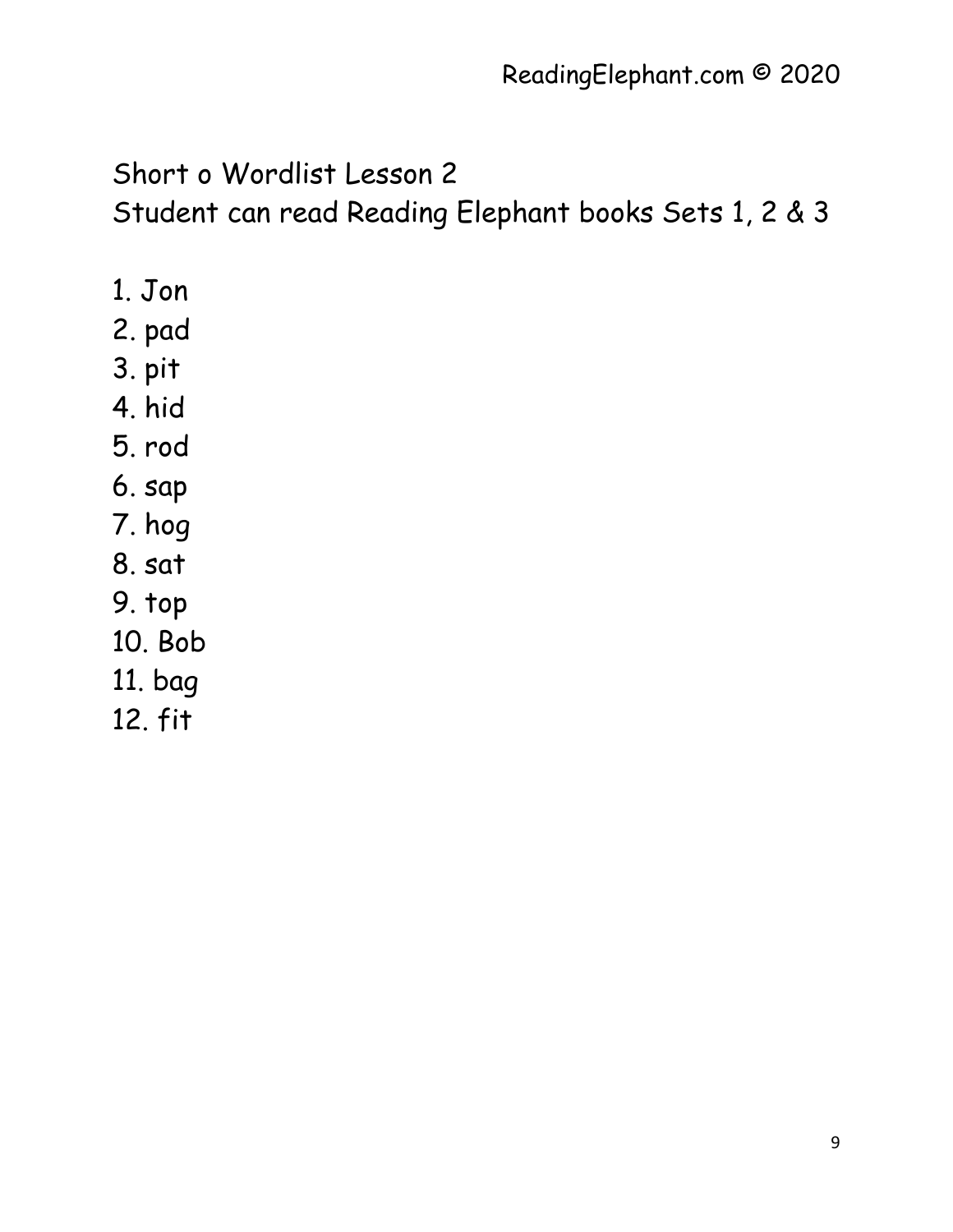Short o Wordlist Lesson 2
Student can read Reading Elephant books Sets 1, 2 & 3

1. Jon
2. pad
3. pit
4. hid
5. rod
6. sap
7. hog
8. sat
9. top
10. Bob
11. bag
12. fit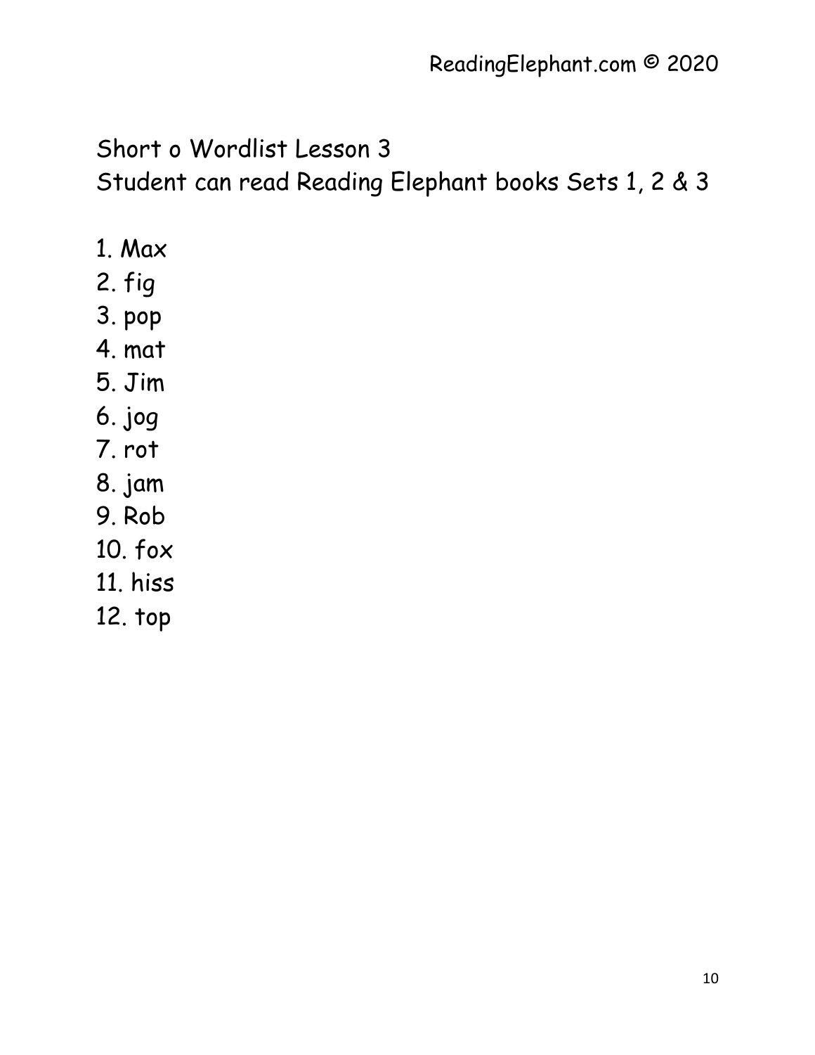Short o Wordlist Lesson 3
Student can read Reading Elephant books Sets 1, 2 & 3

1. Max
2. fig
3. pop
4. mat
5. Jim
6. jog
7. rot
8. jam
9. Rob
10. fox
11. hiss
12. top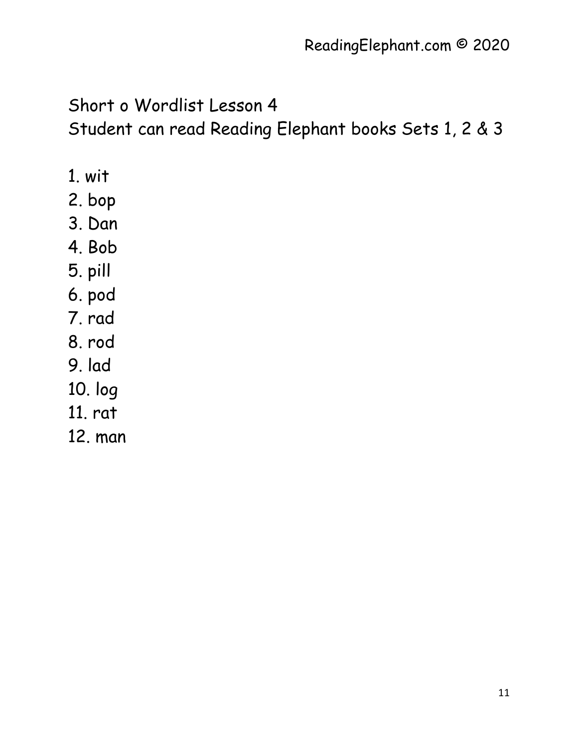Short o Wordlist Lesson 4
Student can read Reading Elephant books Sets 1, 2 & 3

1. wit
2. bop
3. Dan
4. Bob
5. pill
6. pod
7. rad
8. rod
9. lad
10. log
11. rat
12. man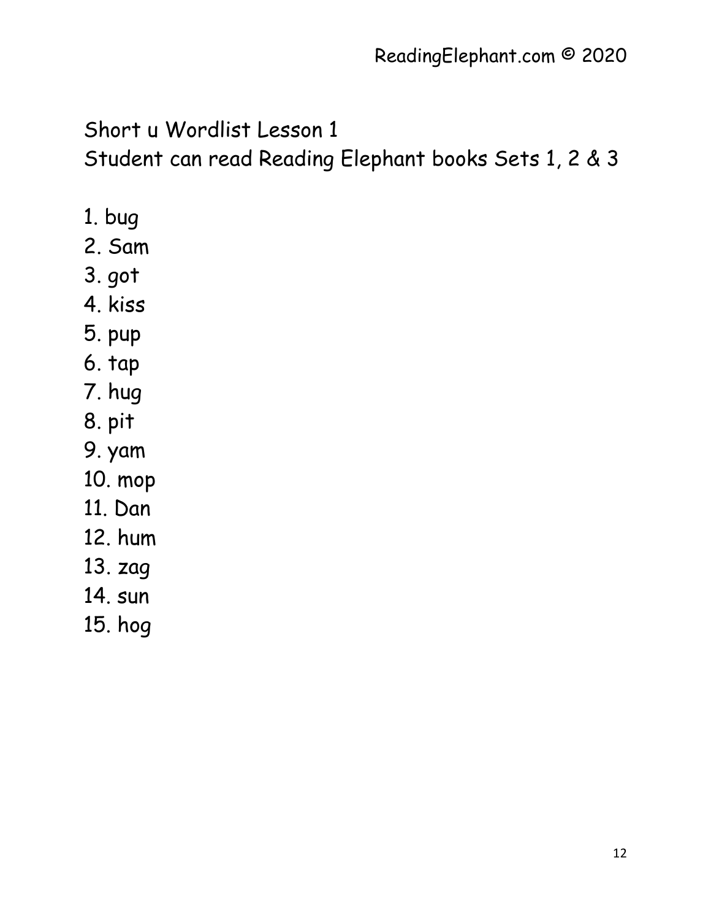Short u Wordlist Lesson 1

Student can read Reading Elephant books Sets 1, 2 & 3

1. bug
2. Sam
3. got
4. kiss
5. pup
6. tap
7. hug
8. pit
9. yam
10. mop
11. Dan
12. hum
13. zag
14. sun
15. hog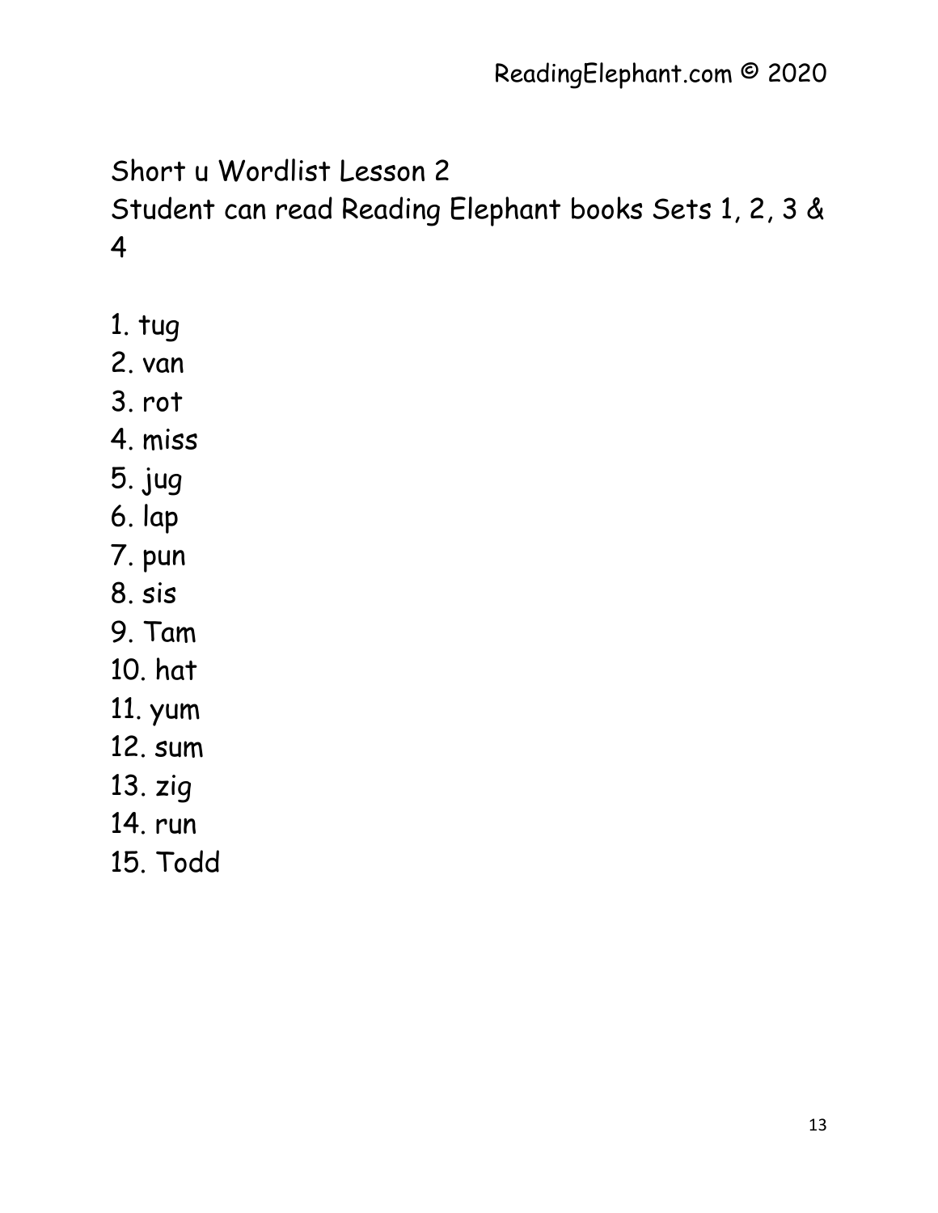Short u Wordlist Lesson 2

Student can read Reading Elephant books Sets 1, 2, 3 & 4

1. tug
2. van
3. rot
4. miss
5. jug
6. lap
7. pun
8. sis
9. Tam
10. hat
11. yum
12. sum
13. zig
14. run
15. Todd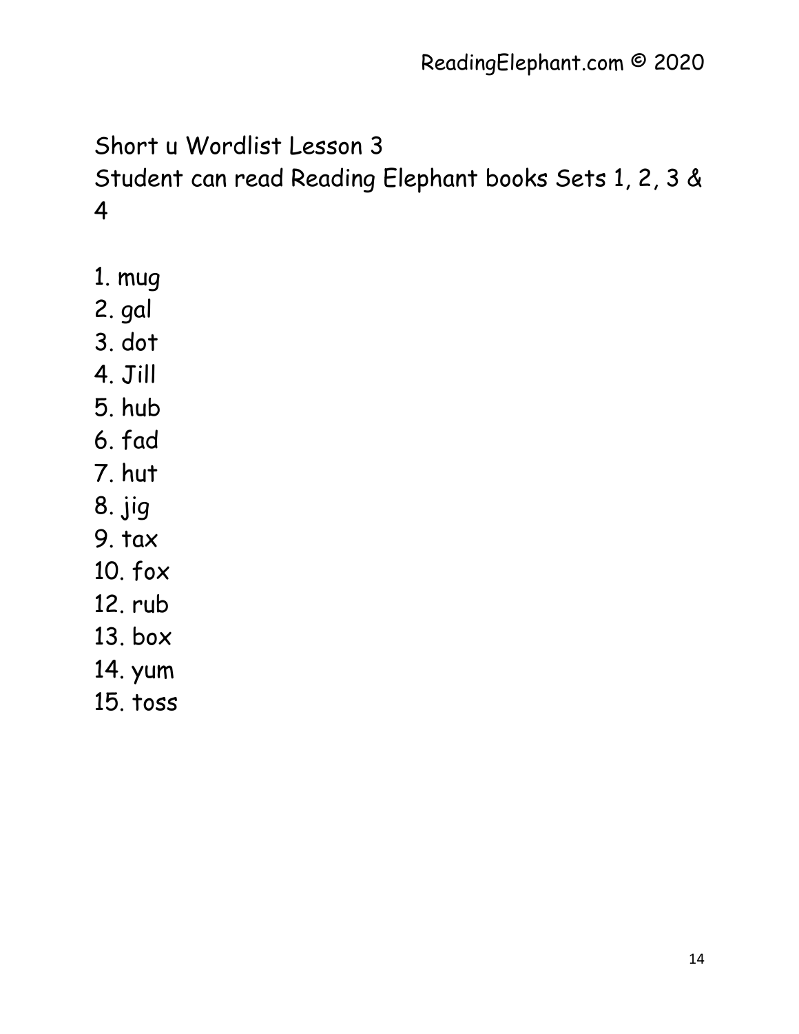# Short u Wordlist Lesson 3

Student can read Reading Elephant books Sets 1, 2, 3 & 4

1. mug
2. gal
3. dot
4. Jill
5. hub
6. fad
7. hut
8. jig
9. tax
10. fox
12. rub
13. box
14. yum
15. toss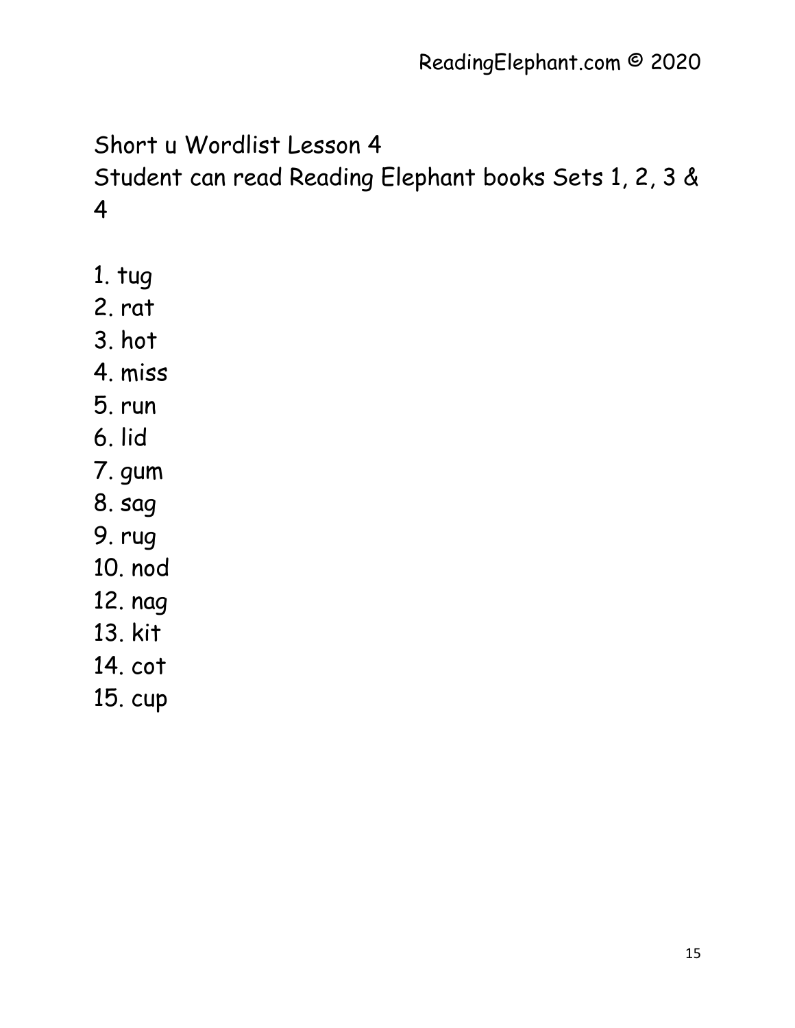Short u Wordlist Lesson 4

Student can read Reading Elephant books Sets 1, 2, 3 & 4

1. tug
2. rat
3. hot
4. miss
5. run
6. lid
7. gum
8. sag
9. rug
10. nod
12. nag
13. kit
14. cot
15. cup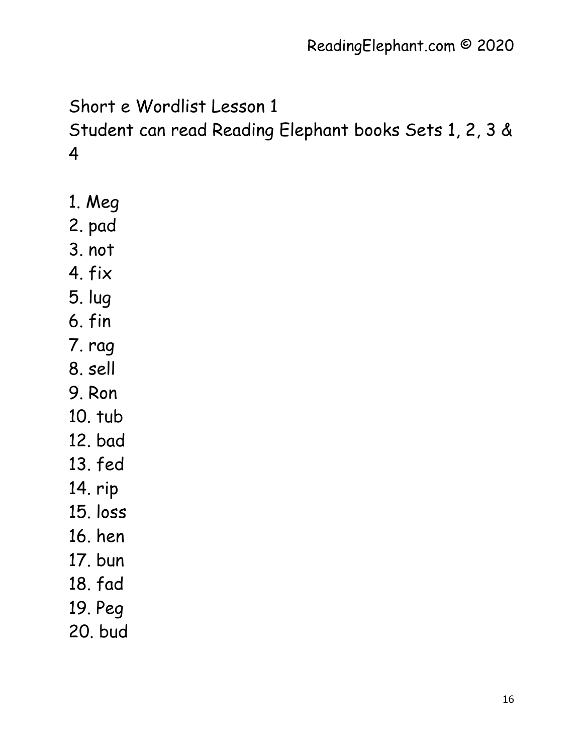Short e Wordlist Lesson 1

Student can read Reading Elephant books Sets 1, 2, 3 & 4

1. Meg
2. pad
3. not
4. fix
5. lug
6. fin
7. rag
8. sell
9. Ron
10. tub
12. bad
13. fed
14. rip
15. loss
16. hen
17. bun
18. fad
19. Peg
20. bud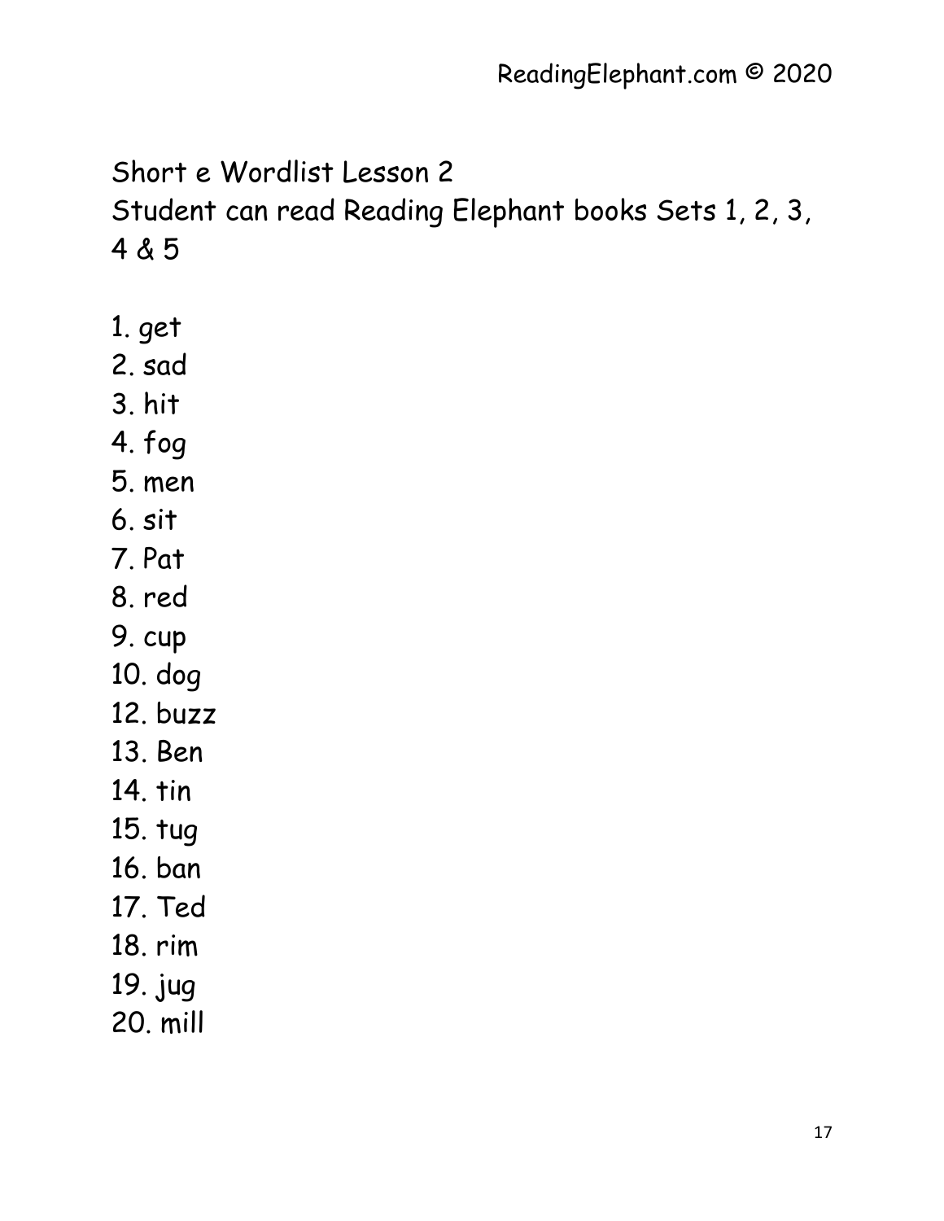Short e Wordlist Lesson 2
Student can read Reading Elephant books Sets 1, 2, 3, 4 & 5

1. get
2. sad
3. hit
4. fog
5. men
6. sit
7. Pat
8. red
9. cup
10. dog
12. buzz
13. Ben
14. tin
15. tug
16. ban
17. Ted
18. rim
19. jug
20. mill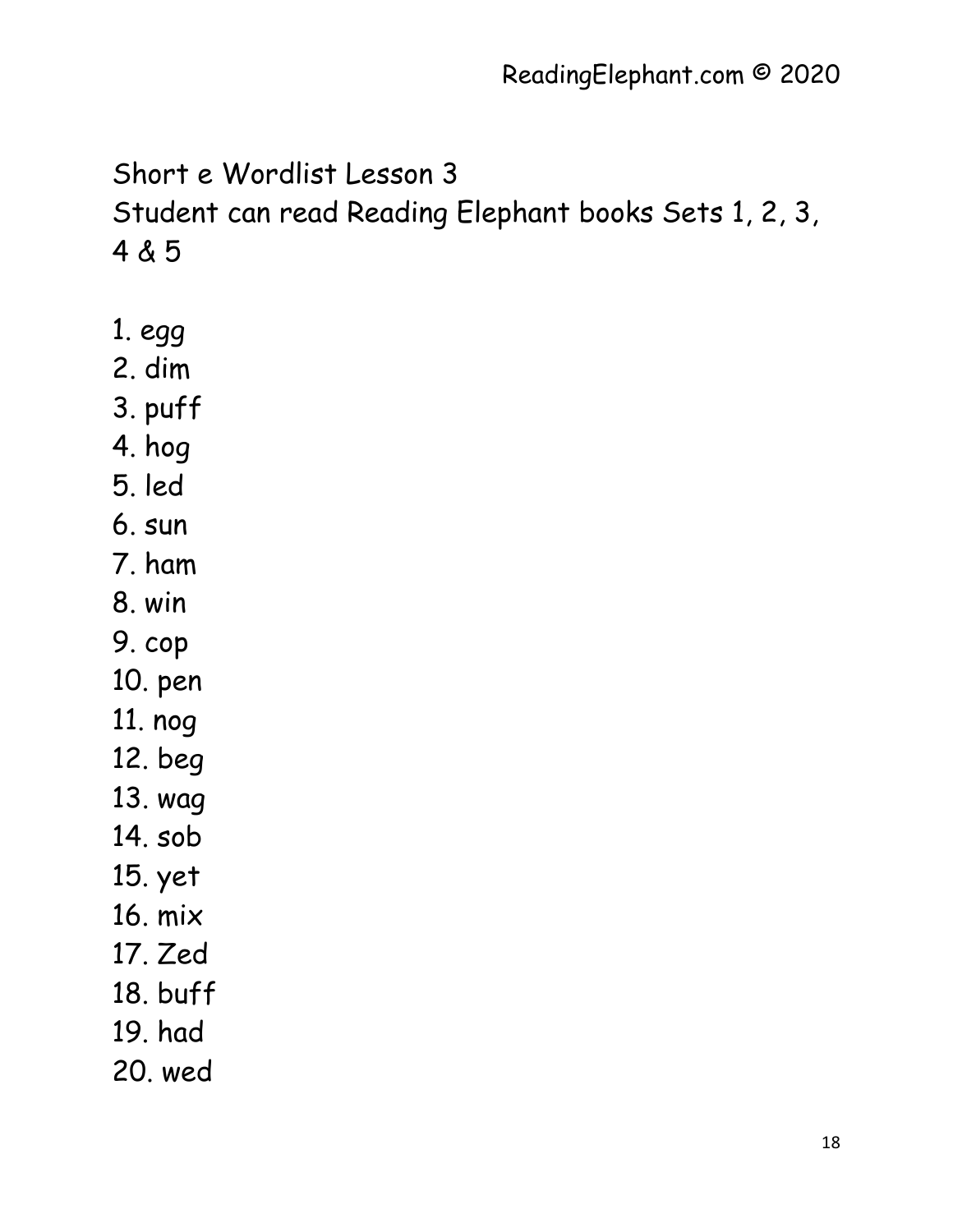Short e Wordlist Lesson 3
Student can read Reading Elephant books Sets 1, 2, 3, 4 & 5

1. egg
2. dim
3. puff
4. hog
5. led
6. sun
7. ham
8. win
9. cop
10. pen
11. nog
12. beg
13. wag
14. sob
15. yet
16. mix
17. Zed
18. buff
19. had
20. wed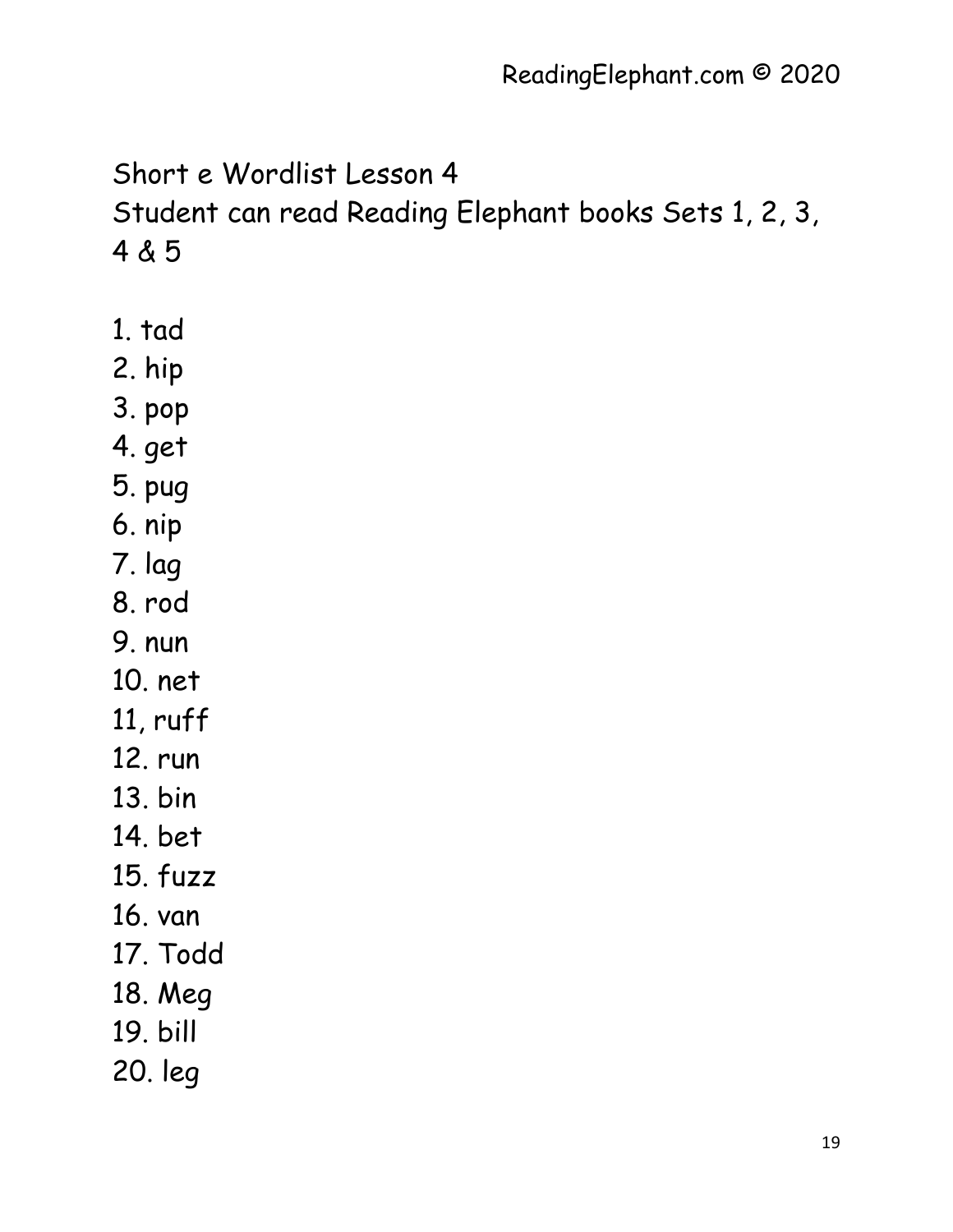Short e Wordlist Lesson 4
Student can read Reading Elephant books Sets 1, 2, 3, 4 & 5

1. tad
2. hip
3. pop
4. get
5. pug
6. nip
7. lag
8. rod
9. nun
10. net
11, ruff
12. run
13. bin
14. bet
15. fuzz
16. van
17. Todd
18. Meg
19. bill
20. leg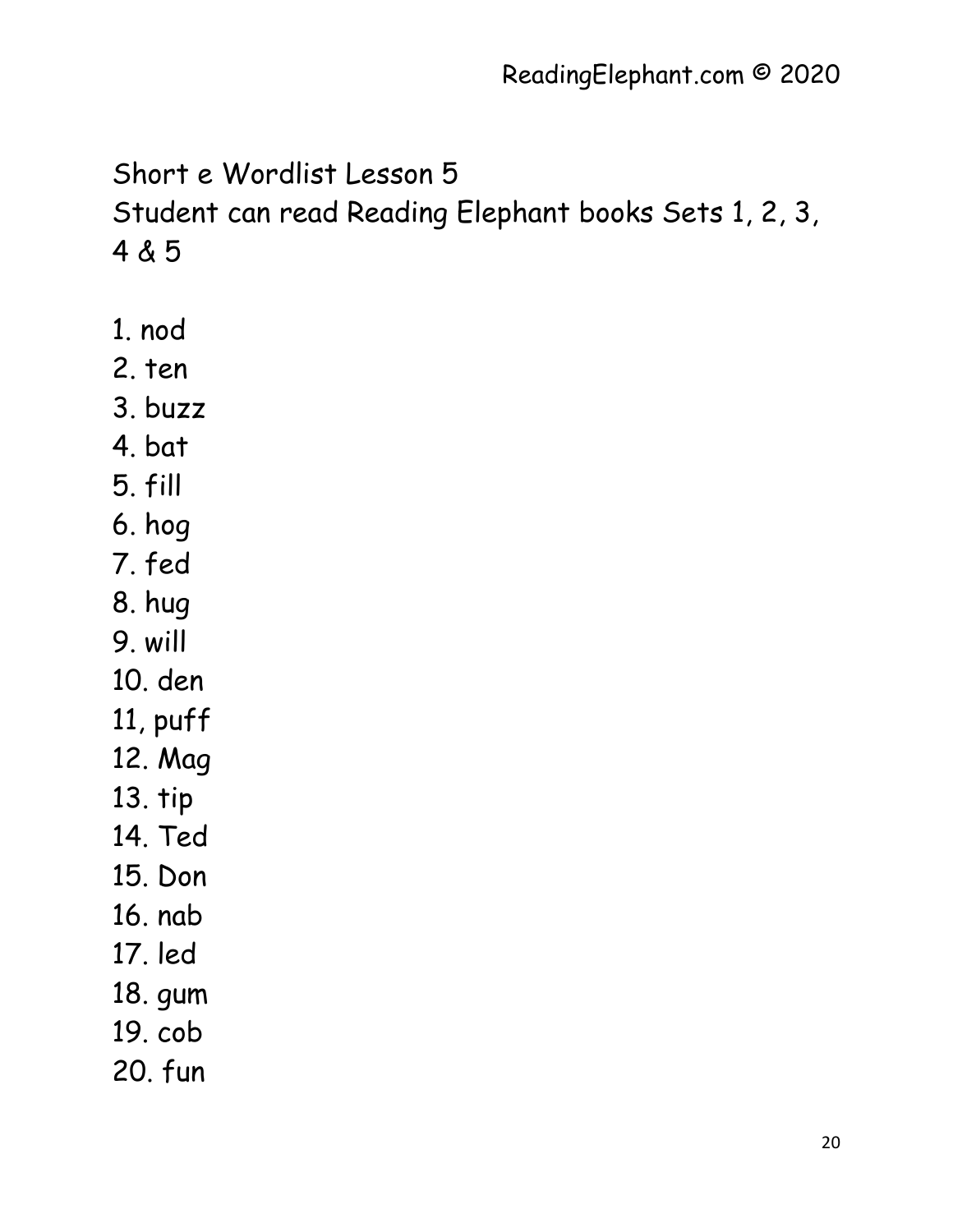Short e Wordlist Lesson 5
Student can read Reading Elephant books Sets 1, 2, 3, 4 & 5

1. nod
2. ten
3. buzz
4. bat
5. fill
6. hog
7. fed
8. hug
9. will
10. den
11, puff
12. Mag
13. tip
14. Ted
15. Don
16. nab
17. led
18. gum
19. cob
20. fun